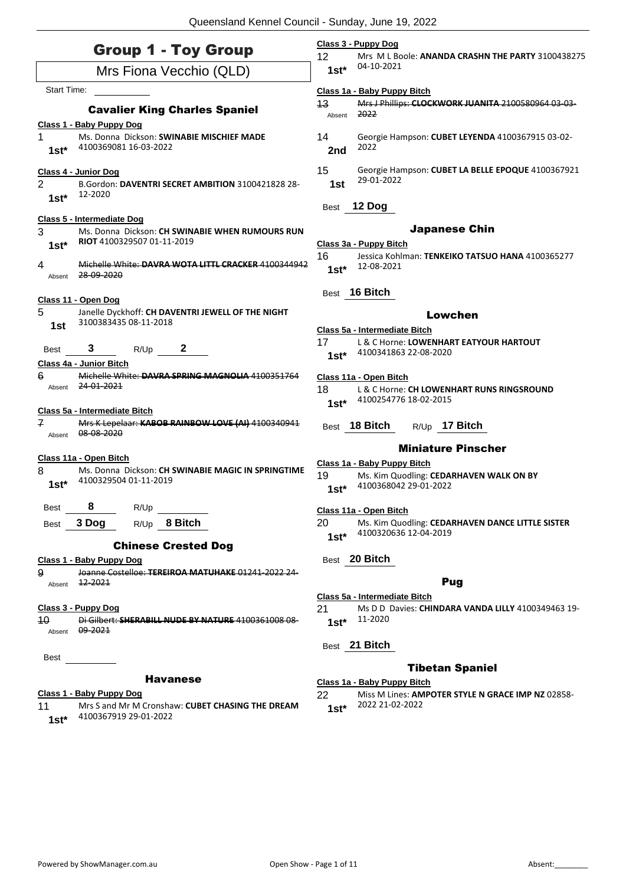# Group 1 - Toy Group

## Mrs Fiona Vecchio (QLD)

Start Time: ___________

### Cavalier King Charles Spaniel

**Class 1 - Baby Puppy Dog**

1 — Ms. Donna Dickson: **SWINABIE MISCHIEF MADE** 4100369081 16-03-2022 — **1st***

**Class 4 - Junior Dog**

2 — B.Gordon: **DAVENTRI SECRET AMBITION** 3100421828 28-12-2020 — **1st***

**Class 5 - Intermediate Dog**

3 — Ms. Donna Dickson: **CH SWINABIE WHEN RUMOURS RUN RIOT** 4100329507 01-11-2019 — **1st***

4 — ~~Michelle White: **DAVRA WOTA LITTL CRACKER** 4100344942 28-09-2020~~ — Absent

**Class 11 - Open Dog**

5 — Janelle Dyckhoff: **CH DAVENTRI JEWELL OF THE NIGHT** 3100383435 08-11-2018 — **1st**

Best **3** R/Up **2**

**Class 4a - Junior Bitch**

6 — ~~Michelle White: **DAVRA SPRING MAGNOLIA** 4100351764 24-01-2021~~ — Absent

**Class 5a - Intermediate Bitch**

7 — ~~Mrs K Lepelaar: **KABOB RAINBOW LOVE (AI)** 4100340941 08-08-2020~~ — Absent

**Class 11a - Open Bitch**

8 — Ms. Donna Dickson: **CH SWINABIE MAGIC IN SPRINGTIME** 4100329504 01-11-2019 — **1st***

Best **8** R/Up ________

Best **3 Dog** R/Up **8 Bitch**

### Chinese Crested Dog

**Class 1 - Baby Puppy Dog**

9 — ~~Joanne Costelloe: **TEREIROA MATUHAKE** 01241-2022 24-12-2021~~ — Absent

**Class 3 - Puppy Dog**

10 — ~~Di Gilbert: **SHERABILL NUDE BY NATURE** 4100361008 08-09-2021~~ — Absent

Best ________

### Havanese

**Class 1 - Baby Puppy Dog**

11 — Mrs S and Mr M Cronshaw: **CUBET CHASING THE DREAM** 4100367919 29-01-2022 — **1st***

**Class 3 - Puppy Dog**

12 — Mrs M L Boole: **ANANDA CRASHN THE PARTY** 3100438275 04-10-2021 — **1st***

**Class 1a - Baby Puppy Bitch**

13 — ~~Mrs J Phillips: **CLOCKWORK JUANITA** 2100580964 03-03-2022~~ — Absent

14 — Georgie Hampson: **CUBET LEYENDA** 4100367915 03-02-2022 — **2nd**

15 — Georgie Hampson: **CUBET LA BELLE EPOQUE** 4100367921 29-01-2022 — **1st**

Best **12 Dog**

### Japanese Chin

**Class 3a - Puppy Bitch**

16 — Jessica Kohlman: **TENKEIKO TATSUO HANA** 4100365277 12-08-2021 — **1st***

Best **16 Bitch**

### Lowchen

**Class 5a - Intermediate Bitch**

17 — L & C Horne: **LOWENHART EATYOUR HARTOUT** 4100341863 22-08-2020 — **1st***

**Class 11a - Open Bitch**

18 — L & C Horne: **CH LOWENHART RUNS RINGSROUND** 4100254776 18-02-2015 — **1st***

Best **18 Bitch** R/Up **17 Bitch**

### Miniature Pinscher

**Class 1a - Baby Puppy Bitch**

19 — Ms. Kim Quodling: **CEDARHAVEN WALK ON BY** 4100368042 29-01-2022 — **1st***

**Class 11a - Open Bitch**

20 — Ms. Kim Quodling: **CEDARHAVEN DANCE LITTLE SISTER** 4100320636 12-04-2019 — **1st***

Best **20 Bitch**

### Pug

**Class 5a - Intermediate Bitch**

21 — Ms D D Davies: **CHINDARA VANDA LILLY** 4100349463 19-11-2020 — **1st***

Best **21 Bitch**

### Tibetan Spaniel

**Class 1a - Baby Puppy Bitch**

22 — Miss M Lines: **AMPOTER STYLE N GRACE IMP NZ** 02858-2022 21-02-2022 — **1st***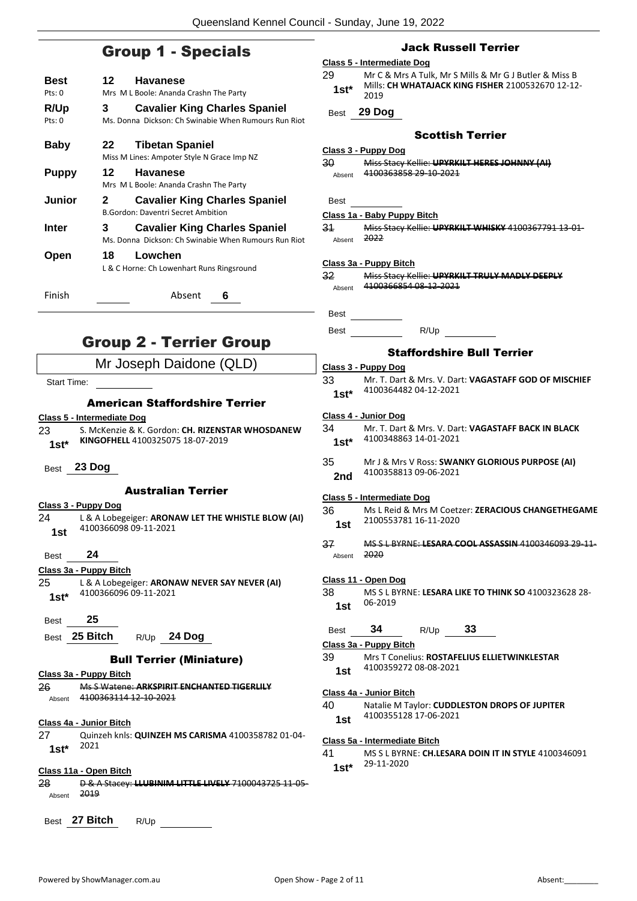## Group 1 - Specials

**Best** 12 **Havanese**
Pts: 0 Mrs M L Boole: Ananda Crashn The Party

**R/Up** 3 **Cavalier King Charles Spaniel**
Pts: 0 Ms. Donna Dickson: Ch Swinabie When Rumours Run Riot

**Baby** 22 **Tibetan Spaniel**
Miss M Lines: Ampoter Style N Grace Imp NZ

**Puppy** 12 **Havanese**
Mrs M L Boole: Ananda Crashn The Party

**Junior** 2 **Cavalier King Charles Spaniel**
B.Gordon: Daventri Secret Ambition

**Inter** 3 **Cavalier King Charles Spaniel**
Ms. Donna Dickson: Ch Swinabie When Rumours Run Riot

**Open** 18 **Lowchen**
L & C Horne: Ch Lowenhart Runs Ringsround

Finish ______ Absent 6

## Group 2 - Terrier Group

Mr Joseph Daidone (QLD)

Start Time: ______

### American Staffordshire Terrier

**Class 5 - Intermediate Dog**

23 **1st*** S. McKenzie & K. Gordon: **CH. RIZENSTAR WHOSDANEW KINGOFHELL** 4100325075 18-07-2019

Best **23 Dog**

### Australian Terrier

**Class 3 - Puppy Dog**

24 **1st** L & A Lobegeiger: **ARONAW LET THE WHISTLE BLOW (AI)** 4100366098 09-11-2021

Best **24**

**Class 3a - Puppy Bitch**

25 **1st*** L & A Lobegeiger: **ARONAW NEVER SAY NEVER (AI)** 4100366096 09-11-2021

Best **25**

Best **25 Bitch** R/Up **24 Dog**

### Bull Terrier (Miniature)

**Class 3a - Puppy Bitch**

26 Absent ~~Ms S Watene: **ARKSPIRIT ENCHANTED TIGERLILY** 4100363114 12-10-2021~~

**Class 4a - Junior Bitch**

27 **1st*** Quinzeh knls: **QUINZEH MS CARISMA** 4100358782 01-04-2021

**Class 11a - Open Bitch**

28 Absent ~~D & A Stacey: **LLUBINIM LITTLE LIVELY** 7100043725 11-05-2019~~

Best **27 Bitch** R/Up ______

### Jack Russell Terrier

**Class 5 - Intermediate Dog**

29 **1st*** Mr C & Mrs A Tulk, Mr S Mills & Mr G J Butler & Miss B Mills: **CH WHATAJACK KING FISHER** 2100532670 12-12-2019

Best **29 Dog**

### Scottish Terrier

**Class 3 - Puppy Dog**

30 Absent ~~Miss Stacy Kellie: **UPYRKILT HERES JOHNNY (AI)** 4100363858 29-10-2021~~

Best ______

**Class 1a - Baby Puppy Bitch**

31 Absent ~~Miss Stacy Kellie: **UPYRKILT WHISKY** 4100367791 13-01-2022~~

**Class 3a - Puppy Bitch**

32 Absent ~~Miss Stacy Kellie: **UPYRKILT TRULY MADLY DEEPLY** 4100366854 08-12-2021~~

Best ______

Best ______ R/Up ______

### Staffordshire Bull Terrier

**Class 3 - Puppy Dog**

33 **1st*** Mr. T. Dart & Mrs. V. Dart: **VAGASTAFF GOD OF MISCHIEF** 4100364482 04-12-2021

**Class 4 - Junior Dog**

34 **1st*** Mr. T. Dart & Mrs. V. Dart: **VAGASTAFF BACK IN BLACK** 4100348863 14-01-2021

35 **2nd** Mr J & Mrs V Ross: **SWANKY GLORIOUS PURPOSE (AI)** 4100358813 09-06-2021

**Class 5 - Intermediate Dog**

36 **1st** Ms L Reid & Mrs M Coetzer: **ZERACIOUS CHANGETHEGAME** 2100553781 16-11-2020

37 Absent ~~MS S L BYRNE: **LESARA COOL ASSASSIN** 4100346093 29-11-2020~~

**Class 11 - Open Dog**

38 **1st** MS S L BYRNE: **LESARA LIKE TO THINK SO** 4100323628 28-06-2019

Best **34** R/Up **33**

**Class 3a - Puppy Bitch**

39 **1st** Mrs T Conelius: **ROSTAFELIUS ELLIETWINKLESTAR** 4100359272 08-08-2021

**Class 4a - Junior Bitch**

40 **1st** Natalie M Taylor: **CUDDLESTON DROPS OF JUPITER** 4100355128 17-06-2021

**Class 5a - Intermediate Bitch**

41 **1st*** MS S L BYRNE: **CH.LESARA DOIN IT IN STYLE** 4100346091 29-11-2020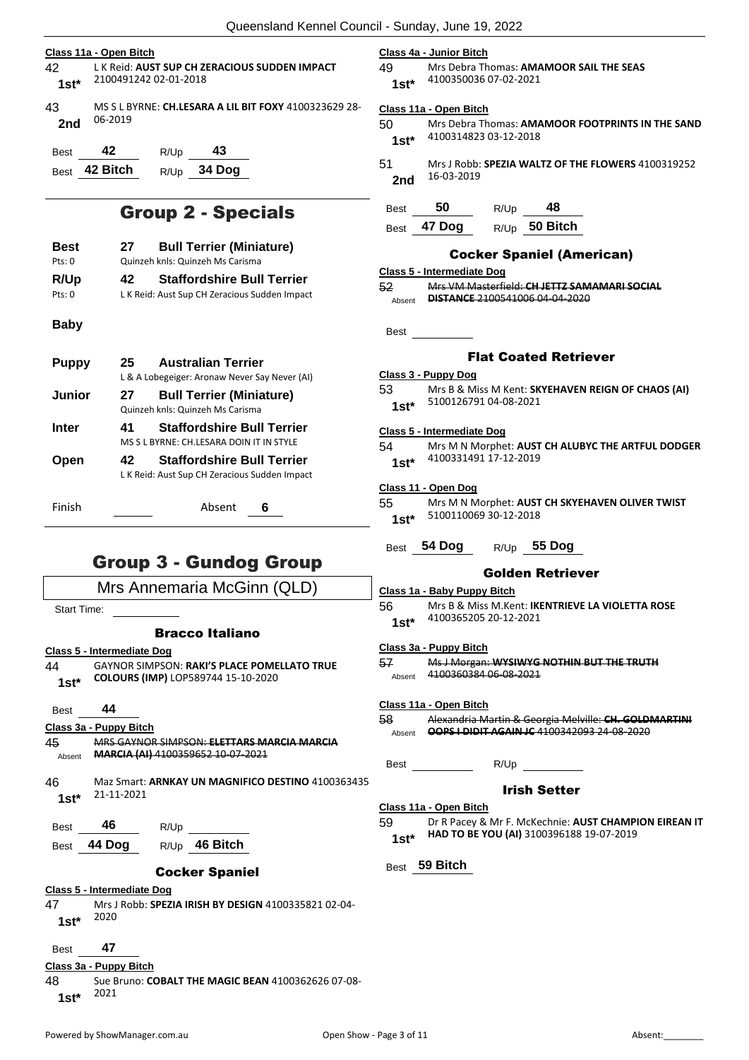**Class 11a - Open Bitch**

42 — **1st*** — L K Reid: **AUST SUP CH ZERACIOUS SUDDEN IMPACT** 2100491242 02-01-2018

43 — **2nd** — MS S L BYRNE: **CH.LESARA A LIL BIT FOXY** 4100323629 28-06-2019

Best **42** R/Up **43**

Best **42 Bitch** R/Up **34 Dog**

## Group 2 - Specials

| | | |
|---|---|---|
| **Best** Pts: 0 | 27 | **Bull Terrier (Miniature)** Quinzeh knls: Quinzeh Ms Carisma |
| **R/Up** Pts: 0 | 42 | **Staffordshire Bull Terrier** L K Reid: Aust Sup CH Zeracious Sudden Impact |
| **Baby** | | |
| **Puppy** | 25 | **Australian Terrier** L & A Lobegeiger: Aronaw Never Say Never (AI) |
| **Junior** | 27 | **Bull Terrier (Miniature)** Quinzeh knls: Quinzeh Ms Carisma |
| **Inter** | 41 | **Staffordshire Bull Terrier** MS S L BYRNE: CH.LESARA DOIN IT IN STYLE |
| **Open** | 42 | **Staffordshire Bull Terrier** L K Reid: Aust Sup CH Zeracious Sudden Impact |

Finish ______ Absent **6**

## Group 3 - Gundog Group

Mrs Annemaria McGinn (QLD)

Start Time:

### Bracco Italiano

**Class 5 - Intermediate Dog**

44 — **1st*** — GAYNOR SIMPSON: **RAKI'S PLACE POMELLATO TRUE COLOURS (IMP)** LOP589744 15-10-2020

Best **44**

**Class 3a - Puppy Bitch**

45 — Absent — ~~MRS GAYNOR SIMPSON: **ELETTARS MARCIA MARCIA MARCIA (AI)** 4100359652 10-07-2021~~

46 — **1st*** — Maz Smart: **ARNKAY UN MAGNIFICO DESTINO** 4100363435 21-11-2021

Best **46** R/Up

Best **44 Dog** R/Up **46 Bitch**

### Cocker Spaniel

**Class 5 - Intermediate Dog**

47 — **1st*** — Mrs J Robb: **SPEZIA IRISH BY DESIGN** 4100335821 02-04-2020

Best **47**

**Class 3a - Puppy Bitch**

48 — **1st*** — Sue Bruno: **COBALT THE MAGIC BEAN** 4100362626 07-08-2021

**Class 4a - Junior Bitch**

49 — **1st*** — Mrs Debra Thomas: **AMAMOOR SAIL THE SEAS** 4100350036 07-02-2021

**Class 11a - Open Bitch**

50 — **1st*** — Mrs Debra Thomas: **AMAMOOR FOOTPRINTS IN THE SAND** 4100314823 03-12-2018

51 — **2nd** — Mrs J Robb: **SPEZIA WALTZ OF THE FLOWERS** 4100319252 16-03-2019

Best **50** R/Up **48**

Best **47 Dog** R/Up **50 Bitch**

### Cocker Spaniel (American)

**Class 5 - Intermediate Dog**

52 — Absent — ~~Mrs VM Masterfield: **CH JETTZ SAMAMARI SOCIAL DISTANCE** 2100541006 04-04-2020~~

Best

### Flat Coated Retriever

**Class 3 - Puppy Dog**

53 — **1st*** — Mrs B & Miss M Kent: **SKYEHAVEN REIGN OF CHAOS (AI)** 5100126791 04-08-2021

**Class 5 - Intermediate Dog**

54 — **1st*** — Mrs M N Morphet: **AUST CH ALUBYC THE ARTFUL DODGER** 4100331491 17-12-2019

**Class 11 - Open Dog**

55 — **1st*** — Mrs M N Morphet: **AUST CH SKYEHAVEN OLIVER TWIST** 5100110069 30-12-2018

Best **54 Dog** R/Up **55 Dog**

### Golden Retriever

**Class 1a - Baby Puppy Bitch**

56 — **1st*** — Mrs B & Miss M.Kent: **IKENTRIEVE LA VIOLETTA ROSE** 4100365205 20-12-2021

**Class 3a - Puppy Bitch**

57 — Absent — ~~Ms J Morgan: **WYSIWYG NOTHIN BUT THE TRUTH** 4100360384 06-08-2021~~

**Class 11a - Open Bitch**

58 — Absent — ~~Alexandria Martin & Georgia Melville: **CH. GOLDMARTINI OOPS I DIDIT AGAIN JC** 4100342093 24-08-2020~~

Best R/Up

### Irish Setter

**Class 11a - Open Bitch**

59 — **1st*** — Dr R Pacey & Mr F. McKechnie: **AUST CHAMPION EIREAN IT HAD TO BE YOU (AI)** 3100396188 19-07-2019

Best **59 Bitch**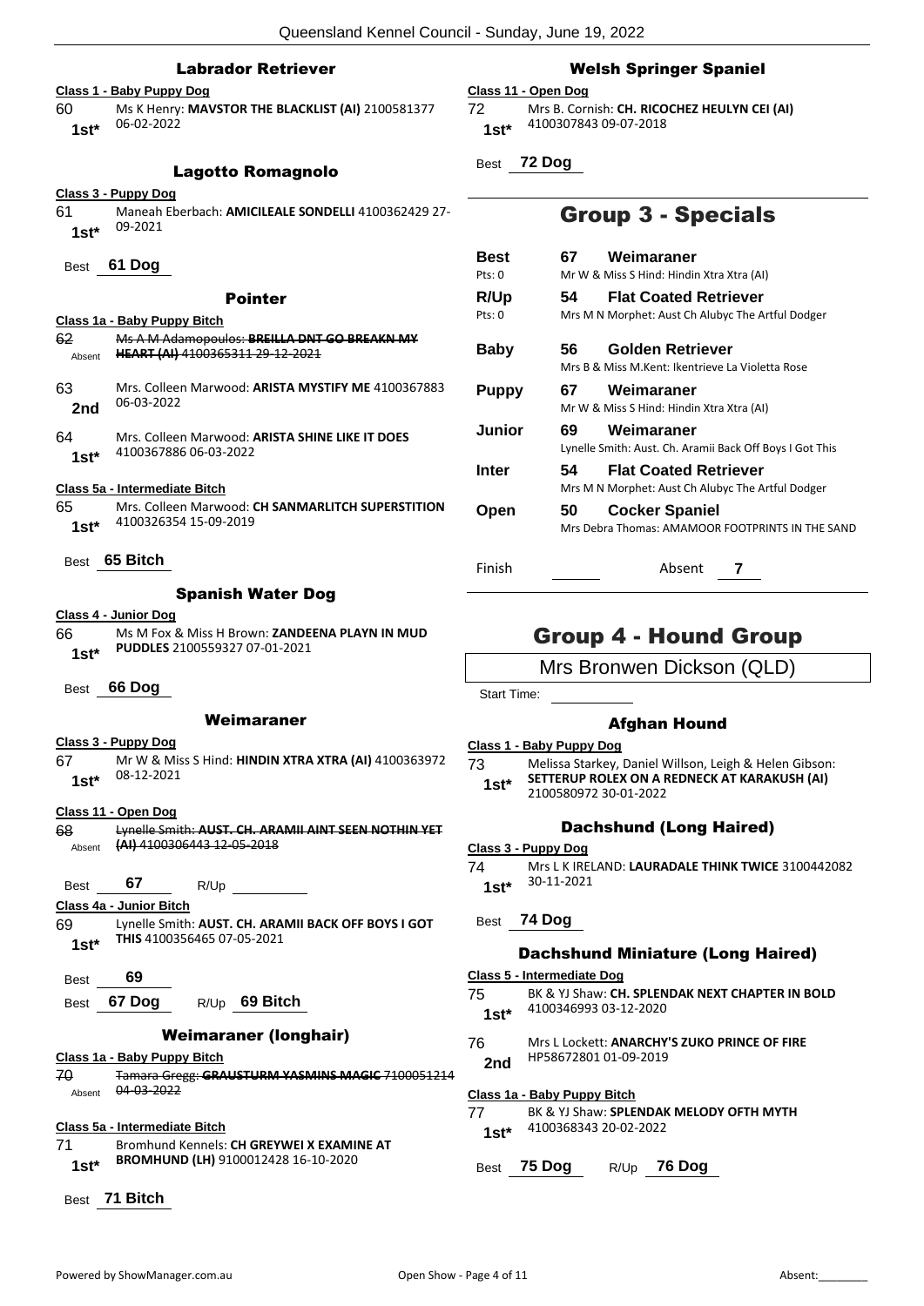### Labrador Retriever

**Class 1 - Baby Puppy Dog**

60 Ms K Henry: **MAVSTOR THE BLACKLIST (AI)** 2100581377 06-02-2022
**1st***

### Lagotto Romagnolo

**Class 3 - Puppy Dog**

61 Maneah Eberbach: **AMICILEALE SONDELLI** 4100362429 27-09-2021
**1st***

Best **61 Dog**

### Pointer

**Class 1a - Baby Puppy Bitch**

62 ~~Ms A M Adamopoulos: **BREILLA DNT GO BREAKN MY HEART (AI)** 4100365311 29-12-2021~~
Absent

63 Mrs. Colleen Marwood: **ARISTA MYSTIFY ME** 4100367883 06-03-2022
**2nd**

64 Mrs. Colleen Marwood: **ARISTA SHINE LIKE IT DOES** 4100367886 06-03-2022
**1st***

**Class 5a - Intermediate Bitch**

65 Mrs. Colleen Marwood: **CH SANMARLITCH SUPERSTITION** 4100326354 15-09-2019
**1st***

Best **65 Bitch**

### Spanish Water Dog

**Class 4 - Junior Dog**

66 Ms M Fox & Miss H Brown: **ZANDEENA PLAYN IN MUD PUDDLES** 2100559327 07-01-2021
**1st***

Best **66 Dog**

### Weimaraner

**Class 3 - Puppy Dog**

67 Mr W & Miss S Hind: **HINDIN XTRA XTRA (AI)** 4100363972 08-12-2021
**1st***

**Class 11 - Open Dog**

68 ~~Lynelle Smith: **AUST. CH. ARAMII AINT SEEN NOTHIN YET (AI)** 4100306443 12-05-2018~~
Absent

Best **67** R/Up

**Class 4a - Junior Bitch**

69 Lynelle Smith: **AUST. CH. ARAMII BACK OFF BOYS I GOT THIS** 4100356465 07-05-2021
**1st***

Best **69**

Best **67 Dog** R/Up **69 Bitch**

### Weimaraner (longhair)

**Class 1a - Baby Puppy Bitch**

70 ~~Tamara Gregg: **GRAUSTURM YASMINS MAGIC** 7100051214 04-03-2022~~
Absent

**Class 5a - Intermediate Bitch**

71 Bromhund Kennels: **CH GREYWEI X EXAMINE AT BROMHUND (LH)** 9100012428 16-10-2020
**1st***

Best **71 Bitch**

### Welsh Springer Spaniel

**Class 11 - Open Dog**

72 Mrs B. Cornish: **CH. RICOCHEZ HEULYN CEI (AI)** 4100307843 09-07-2018
**1st***

Best **72 Dog**

## Group 3 - Specials

| | | |
|---|---|---|
| **Best** Pts: 0 | **67** | **Weimaraner** Mr W & Miss S Hind: Hindin Xtra Xtra (AI) |
| **R/Up** Pts: 0 | **54** | **Flat Coated Retriever** Mrs M N Morphet: Aust Ch Alubyc The Artful Dodger |
| **Baby** | **56** | **Golden Retriever** Mrs B & Miss M.Kent: Ikentrieve La Violetta Rose |
| **Puppy** | **67** | **Weimaraner** Mr W & Miss S Hind: Hindin Xtra Xtra (AI) |
| **Junior** | **69** | **Weimaraner** Lynelle Smith: Aust. Ch. Aramii Back Off Boys I Got This |
| **Inter** | **54** | **Flat Coated Retriever** Mrs M N Morphet: Aust Ch Alubyc The Artful Dodger |
| **Open** | **50** | **Cocker Spaniel** Mrs Debra Thomas: AMAMOOR FOOTPRINTS IN THE SAND |

Finish Absent **7**

## Group 4 - Hound Group

Mrs Bronwen Dickson (QLD)

Start Time:

### Afghan Hound

**Class 1 - Baby Puppy Dog**

73 Melissa Starkey, Daniel Willson, Leigh & Helen Gibson: **SETTERUP ROLEX ON A REDNECK AT KARAKUSH (AI)** 2100580972 30-01-2022
**1st***

### Dachshund (Long Haired)

**Class 3 - Puppy Dog**

74 Mrs L K IRELAND: **LAURADALE THINK TWICE** 3100442082 30-11-2021
**1st***

Best **74 Dog**

### Dachshund Miniature (Long Haired)

**Class 5 - Intermediate Dog**

75 BK & YJ Shaw: **CH. SPLENDAK NEXT CHAPTER IN BOLD** 4100346993 03-12-2020
**1st***

76 Mrs L Lockett: **ANARCHY'S ZUKO PRINCE OF FIRE** HP58672801 01-09-2019
**2nd**

**Class 1a - Baby Puppy Bitch**

77 BK & YJ Shaw: **SPLENDAK MELODY OFTH MYTH** 4100368343 20-02-2022
**1st***

Best **75 Dog** R/Up **76 Dog**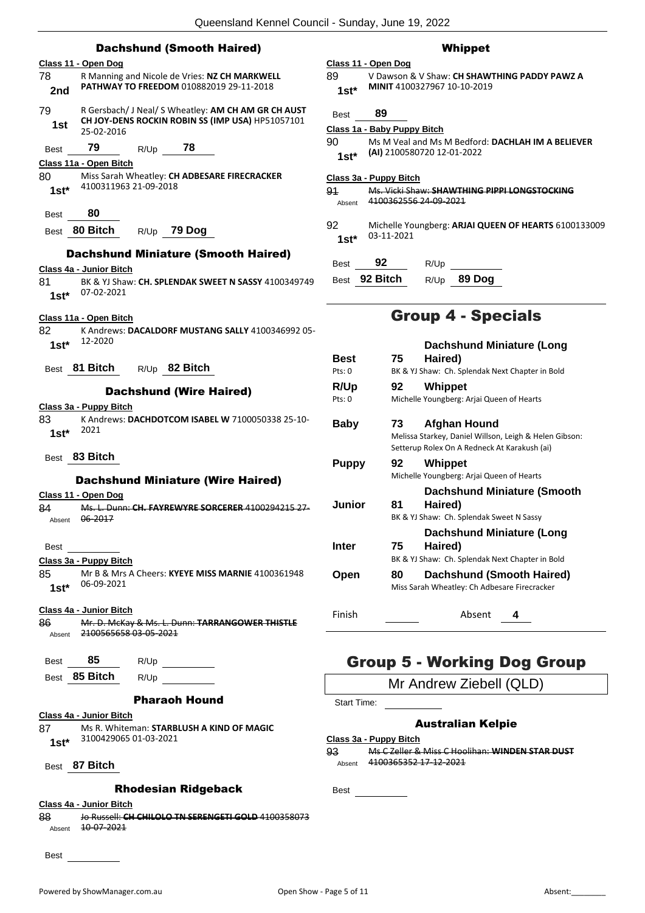### Dachshund (Smooth Haired)

**Class 11 - Open Dog**

78 — 2nd — R Manning and Nicole de Vries: **NZ CH MARKWELL PATHWAY TO FREEDOM** 010882019 29-11-2018

79 — 1st — R Gersbach/ J Neal/ S Wheatley: **AM CH AM GR CH AUST CH JOY-DENS ROCKIN ROBIN SS (IMP USA)** HP51057101 25-02-2016

Best 79 R/Up 78

**Class 11a - Open Bitch**

80 — 1st* — Miss Sarah Wheatley: **CH ADBESARE FIRECRACKER** 4100311963 21-09-2018

Best 80

Best **80 Bitch** R/Up **79 Dog**

### Dachshund Miniature (Smooth Haired)

**Class 4a - Junior Bitch**

81 — 1st* — BK & YJ Shaw: **CH. SPLENDAK SWEET N SASSY** 4100349749 07-02-2021

**Class 11a - Open Bitch**

82 — 1st* — K Andrews: **DACALDORF MUSTANG SALLY** 4100346992 05-12-2020

Best **81 Bitch** R/Up **82 Bitch**

### Dachshund (Wire Haired)

**Class 3a - Puppy Bitch**

83 — 1st* — K Andrews: **DACHDOTCOM ISABEL W** 7100050338 25-10-2021

Best **83 Bitch**

### Dachshund Miniature (Wire Haired)

**Class 11 - Open Dog**

84 — Absent — ~~Ms. L. Dunn: **CH. FAYREWYRE SORCERER** 4100294215 27-06-2017~~

Best

**Class 3a - Puppy Bitch**

85 — 1st* — Mr B & Mrs A Cheers: **KYEYE MISS MARNIE** 4100361948 06-09-2021

**Class 4a - Junior Bitch**

86 — Absent — ~~Mr. D. McKay & Ms. L. Dunn: **TARRANGOWER THISTLE** 2100565658 03-05-2021~~

Best 85 R/Up

Best **85 Bitch** R/Up

### Pharaoh Hound

**Class 4a - Junior Bitch**

87 — 1st* — Ms R. Whiteman: **STARBLUSH A KIND OF MAGIC** 3100429065 01-03-2021

Best **87 Bitch**

### Rhodesian Ridgeback

**Class 4a - Junior Bitch**

88 — Absent — ~~Jo Russell: **CH CHILOLO TN SERENGETI GOLD** 4100358073 10-07-2021~~

Best

### Whippet

**Class 11 - Open Dog**

89 — 1st* — V Dawson & V Shaw: **CH SHAWTHING PADDY PAWZ A MINIT** 4100327967 10-10-2019

Best 89

**Class 1a - Baby Puppy Bitch**

90 — 1st* — Ms M Veal and Ms M Bedford: **DACHLAH IM A BELIEVER (AI)** 2100580720 12-01-2022

**Class 3a - Puppy Bitch**

91 — Absent — ~~Ms. Vicki Shaw: **SHAWTHING PIPPI LONGSTOCKING** 4100362556 24-09-2021~~

92 — 1st* — Michelle Youngberg: **ARJAI QUEEN OF HEARTS** 6100133009 03-11-2021

Best 92 R/Up

Best **92 Bitch** R/Up **89 Dog**

## Group 4 - Specials

| | | |
|---|---|---|
| **Best** | **75** | **Dachshund Miniature (Long Haired)** |
| Pts: 0 | | BK & YJ Shaw: Ch. Splendak Next Chapter in Bold |
| **R/Up** | **92** | **Whippet** |
| Pts: 0 | | Michelle Youngberg: Arjai Queen of Hearts |
| **Baby** | **73** | **Afghan Hound** |
| | | Melissa Starkey, Daniel Willson, Leigh & Helen Gibson: Setterup Rolex On A Redneck At Karakush (ai) |
| **Puppy** | **92** | **Whippet** |
| | | Michelle Youngberg: Arjai Queen of Hearts |
| **Junior** | **81** | **Dachshund Miniature (Smooth Haired)** |
| | | BK & YJ Shaw: Ch. Splendak Sweet N Sassy |
| **Inter** | **75** | **Dachshund Miniature (Long Haired)** |
| | | BK & YJ Shaw: Ch. Splendak Next Chapter in Bold |
| **Open** | **80** | **Dachshund (Smooth Haired)** |
| | | Miss Sarah Wheatley: Ch Adbesare Firecracker |

Finish ______ Absent **4**

## Group 5 - Working Dog Group

Mr Andrew Ziebell (QLD)

Start Time:

### Australian Kelpie

**Class 3a - Puppy Bitch**

93 — Absent — ~~Ms C Zeller & Miss C Hoolihan: **WINDEN STAR DUST** 4100365352 17-12-2021~~

Best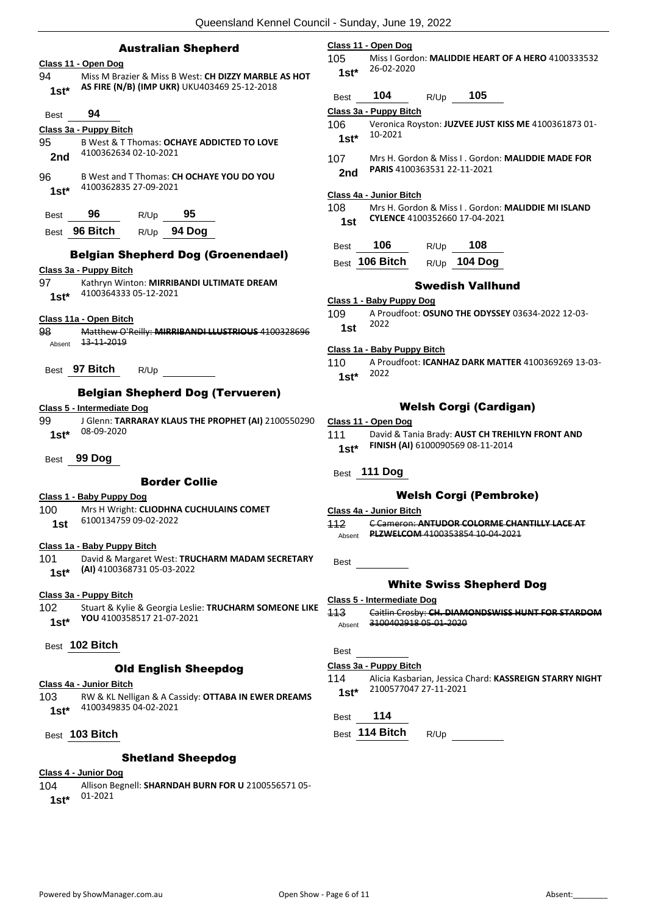## Australian Shepherd

**Class 11 - Open Dog**

94 — 1st* — Miss M Brazier & Miss B West: **CH DIZZY MARBLE AS HOT AS FIRE (N/B) (IMP UKR)** UKU403469 25-12-2018

Best 94

**Class 3a - Puppy Bitch**

95 — 2nd — B West & T Thomas: **OCHAYE ADDICTED TO LOVE** 4100362634 02-10-2021

96 — 1st* — B West and T Thomas: **CH OCHAYE YOU DO YOU** 4100362835 27-09-2021

Best 96 R/Up 95

Best 96 Bitch R/Up 94 Dog

## Belgian Shepherd Dog (Groenendael)

**Class 3a - Puppy Bitch**

97 — 1st* — Kathryn Winton: **MIRRIBANDI ULTIMATE DREAM** 4100364333 05-12-2021

**Class 11a - Open Bitch**

98 — Absent — ~~Matthew O'Reilly: **MIRRIBANDI LLUSTRIOUS** 4100328696 13-11-2019~~

Best 97 Bitch R/Up

## Belgian Shepherd Dog (Tervueren)

**Class 5 - Intermediate Dog**

99 — 1st* — J Glenn: **TARRARAY KLAUS THE PROPHET (AI)** 2100550290 08-09-2020

Best 99 Dog

## Border Collie

**Class 1 - Baby Puppy Dog**

100 — 1st — Mrs H Wright: **CLIODHNA CUCHULAINS COMET** 6100134759 09-02-2022

**Class 1a - Baby Puppy Bitch**

101 — 1st* — David & Margaret West: **TRUCHARM MADAM SECRETARY (AI)** 4100368731 05-03-2022

**Class 3a - Puppy Bitch**

102 — 1st* — Stuart & Kylie & Georgia Leslie: **TRUCHARM SOMEONE LIKE YOU** 4100358517 21-07-2021

Best 102 Bitch

## Old English Sheepdog

**Class 4a - Junior Bitch**

103 — 1st* — RW & KL Nelligan & A Cassidy: **OTTABA IN EWER DREAMS** 4100349835 04-02-2021

Best 103 Bitch

## Shetland Sheepdog

**Class 4 - Junior Dog**

104 — 1st* — Allison Begnell: **SHARNDAH BURN FOR U** 2100556571 05-01-2021

**Class 11 - Open Dog**

105 — 1st* — Miss I Gordon: **MALIDDIE HEART OF A HERO** 4100333532 26-02-2020

Best 104 R/Up 105

**Class 3a - Puppy Bitch**

106 — 1st* — Veronica Royston: **JUZVEE JUST KISS ME** 4100361873 01-10-2021

107 — 2nd — Mrs H. Gordon & Miss I . Gordon: **MALIDDIE MADE FOR PARIS** 4100363531 22-11-2021

**Class 4a - Junior Bitch**

108 — 1st — Mrs H. Gordon & Miss I . Gordon: **MALIDDIE MI ISLAND CYLENCE** 4100352660 17-04-2021

Best 106 R/Up 108

Best 106 Bitch R/Up 104 Dog

## Swedish Vallhund

**Class 1 - Baby Puppy Dog**

109 — 1st — A Proudfoot: **OSUNO THE ODYSSEY** 03634-2022 12-03-2022

**Class 1a - Baby Puppy Bitch**

110 — 1st* — A Proudfoot: **ICANHAZ DARK MATTER** 4100369269 13-03-2022

## Welsh Corgi (Cardigan)

**Class 11 - Open Dog**

111 — 1st* — David & Tania Brady: **AUST CH TREHILYN FRONT AND FINISH (AI)** 6100090569 08-11-2014

Best 111 Dog

## Welsh Corgi (Pembroke)

**Class 4a - Junior Bitch**

112 — Absent — ~~C Cameron: **ANTUDOR COLORME CHANTILLY LACE AT PLZWELCOM** 4100353854 10-04-2021~~

Best

## White Swiss Shepherd Dog

**Class 5 - Intermediate Dog**

113 — Absent — ~~Caitlin Crosby: **CH. DIAMONDSWISS HUNT FOR STARDOM** 3100402918 05-01-2020~~

Best

**Class 3a - Puppy Bitch**

114 — 1st* — Alicia Kasbarian, Jessica Chard: **KASSREIGN STARRY NIGHT** 2100577047 27-11-2021

Best 114

Best 114 Bitch R/Up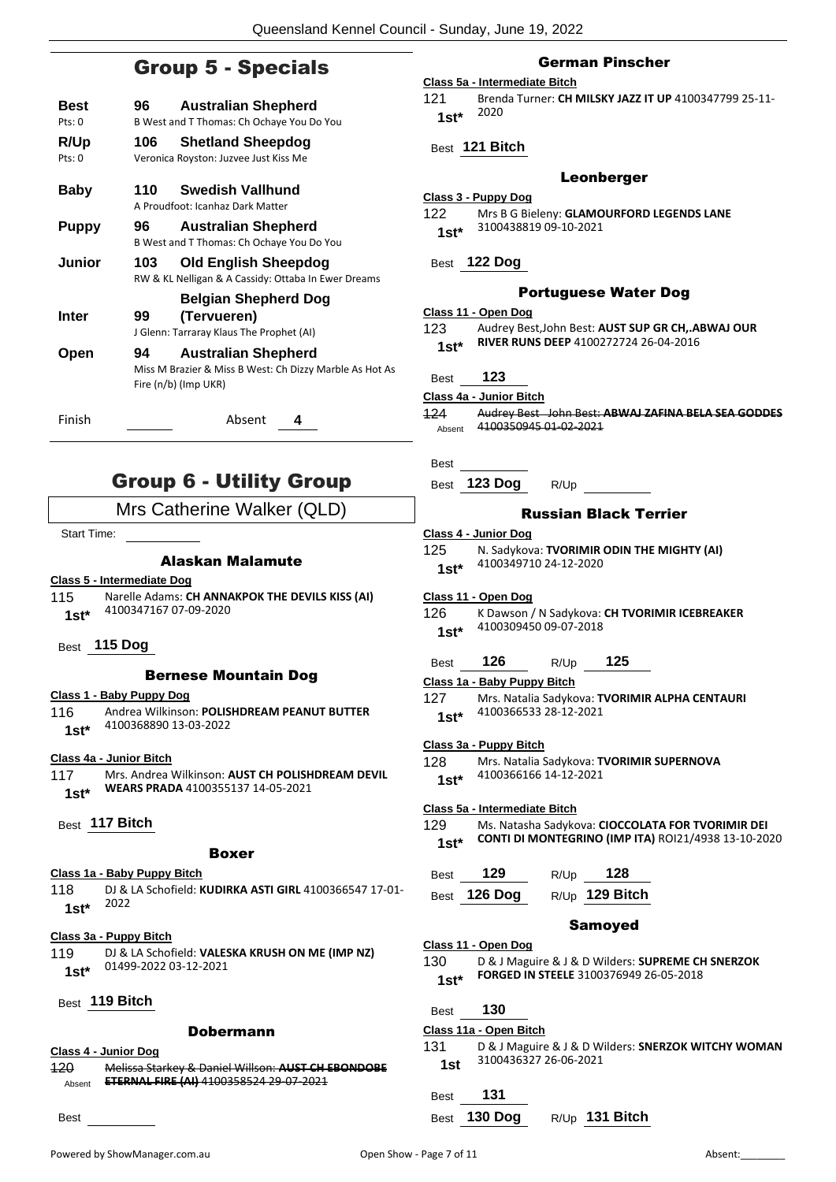## Group 5 - Specials

| | | |
|---|---|---|
| **Best** Pts: 0 | **96** | **Australian Shepherd** B West and T Thomas: Ch Ochaye You Do You |
| **R/Up** Pts: 0 | **106** | **Shetland Sheepdog** Veronica Royston: Juzvee Just Kiss Me |
| **Baby** | **110** | **Swedish Vallhund** A Proudfoot: Icanhaz Dark Matter |
| **Puppy** | **96** | **Australian Shepherd** B West and T Thomas: Ch Ochaye You Do You |
| **Junior** | **103** | **Old English Sheepdog** RW & KL Nelligan & A Cassidy: Ottaba In Ewer Dreams |
| **Inter** | **99** | **Belgian Shepherd Dog (Tervueren)** J Glenn: Tarraray Klaus The Prophet (AI) |
| **Open** | **94** | **Australian Shepherd** Miss M Brazier & Miss B West: Ch Dizzy Marble As Hot As Fire (n/b) (Imp UKR) |

Finish ______ Absent **4**

## Group 6 - Utility Group

Mrs Catherine Walker (QLD)

Start Time: ______

### Alaskan Malamute

**Class 5 - Intermediate Dog**

115 **1st*** Narelle Adams: **CH ANNAKPOK THE DEVILS KISS (AI)** 4100347167 07-09-2020

Best **115 Dog**

### Bernese Mountain Dog

**Class 1 - Baby Puppy Dog**

116 **1st*** Andrea Wilkinson: **POLISHDREAM PEANUT BUTTER** 4100368890 13-03-2022

**Class 4a - Junior Bitch**

117 **1st*** Mrs. Andrea Wilkinson: **AUST CH POLISHDREAM DEVIL WEARS PRADA** 4100355137 14-05-2021

Best **117 Bitch**

### Boxer

**Class 1a - Baby Puppy Bitch**

118 **1st*** DJ & LA Schofield: **KUDIRKA ASTI GIRL** 4100366547 17-01-2022

**Class 3a - Puppy Bitch**

119 **1st*** DJ & LA Schofield: **VALESKA KRUSH ON ME (IMP NZ)** 01499-2022 03-12-2021

Best **119 Bitch**

### Dobermann

**Class 4 - Junior Dog**

~~120~~ Absent ~~Melissa Starkey & Daniel Willson: **AUST CH EBONDOBE ETERNAL FIRE (AI)** 4100358524 29-07-2021~~

Best ______

### German Pinscher

**Class 5a - Intermediate Bitch**

121 **1st*** Brenda Turner: **CH MILSKY JAZZ IT UP** 4100347799 25-11-2020

Best **121 Bitch**

### Leonberger

**Class 3 - Puppy Dog**

122 **1st*** Mrs B G Bieleny: **GLAMOURFORD LEGENDS LANE** 3100438819 09-10-2021

Best **122 Dog**

### Portuguese Water Dog

**Class 11 - Open Dog**

123 **1st*** Audrey Best,John Best: **AUST SUP GR CH,.ABWAJ OUR RIVER RUNS DEEP** 4100272724 26-04-2016

Best **123**

**Class 4a - Junior Bitch**

~~124~~ Absent ~~Audrey Best John Best: **ABWAJ ZAFINA BELA SEA GODDES** 4100350945 01-02-2021~~

Best ______

Best **123 Dog** R/Up ______

### Russian Black Terrier

**Class 4 - Junior Dog**

125 **1st*** N. Sadykova: **TVORIMIR ODIN THE MIGHTY (AI)** 4100349710 24-12-2020

**Class 11 - Open Dog**

126 **1st*** K Dawson / N Sadykova: **CH TVORIMIR ICEBREAKER** 4100309450 09-07-2018

Best **126** R/Up **125**

**Class 1a - Baby Puppy Bitch**

127 **1st*** Mrs. Natalia Sadykova: **TVORIMIR ALPHA CENTAURI** 4100366533 28-12-2021

**Class 3a - Puppy Bitch**

128 **1st*** Mrs. Natalia Sadykova: **TVORIMIR SUPERNOVA** 4100366166 14-12-2021

**Class 5a - Intermediate Bitch**

129 **1st*** Ms. Natasha Sadykova: **CIOCCOLATA FOR TVORIMIR DEI CONTI DI MONTEGRINO (IMP ITA)** ROI21/4938 13-10-2020

Best **129** R/Up **128**

Best **126 Dog** R/Up **129 Bitch**

### Samoyed

**Class 11 - Open Dog**

130 **1st*** D & J Maguire & J & D Wilders: **SUPREME CH SNERZOK FORGED IN STEELE** 3100376949 26-05-2018

Best **130**

**Class 11a - Open Bitch**

131 **1st** D & J Maguire & J & D Wilders: **SNERZOK WITCHY WOMAN** 3100436327 26-06-2021

Best **131**

Best **130 Dog** R/Up **131 Bitch**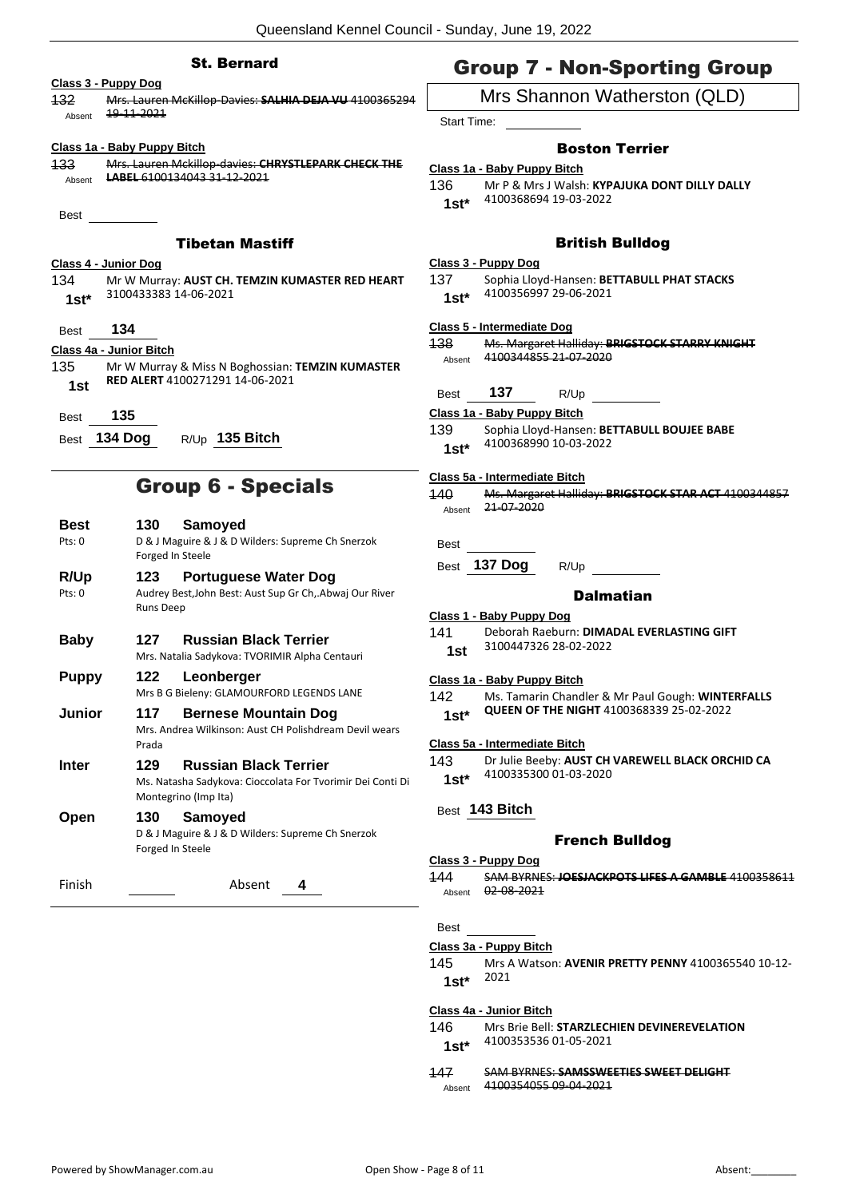### St. Bernard

**Class 3 - Puppy Dog**

~~132 Mrs. Lauren McKillop-Davies: **SALHIA DEJA VU** 4100365294 19-11-2021~~
Absent

**Class 1a - Baby Puppy Bitch**

~~133 Mrs. Lauren Mckillop-davies: **CHRYSTLEPARK CHECK THE LABEL** 6100134043 31-12-2021~~
Absent

Best ____

### Tibetan Mastiff

**Class 4 - Junior Dog**

134 Mr W Murray: **AUST CH. TEMZIN KUMASTER RED HEART** 3100433383 14-06-2021
1st*

Best 134

**Class 4a - Junior Bitch**

135 Mr W Murray & Miss N Boghossian: **TEMZIN KUMASTER RED ALERT** 4100271291 14-06-2021
1st

Best 135

Best 134 Dog R/Up 135 Bitch

## Group 6 - Specials

**Best** — 130 **Samoyed**
Pts: 0 — D & J Maguire & J & D Wilders: Supreme Ch Snerzok Forged In Steele

**R/Up** — 123 **Portuguese Water Dog**
Pts: 0 — Audrey Best,John Best: Aust Sup Gr Ch,.Abwaj Our River Runs Deep

**Baby** — 127 **Russian Black Terrier**
Mrs. Natalia Sadykova: TVORIMIR Alpha Centauri

**Puppy** — 122 **Leonberger**
Mrs B G Bieleny: GLAMOURFORD LEGENDS LANE

**Junior** — 117 **Bernese Mountain Dog**
Mrs. Andrea Wilkinson: Aust CH Polishdream Devil wears Prada

**Inter** — 129 **Russian Black Terrier**
Ms. Natasha Sadykova: Cioccolata For Tvorimir Dei Conti Di Montegrino (Imp Ita)

**Open** — 130 **Samoyed**
D & J Maguire & J & D Wilders: Supreme Ch Snerzok Forged In Steele

Finish ____ Absent 4

## Group 7 - Non-Sporting Group

Mrs Shannon Watherston (QLD)

Start Time: ____

### Boston Terrier

**Class 1a - Baby Puppy Bitch**

136 Mr P & Mrs J Walsh: **KYPAJUKA DONT DILLY DALLY** 4100368694 19-03-2022
1st*

### British Bulldog

**Class 3 - Puppy Dog**

137 Sophia Lloyd-Hansen: **BETTABULL PHAT STACKS** 4100356997 29-06-2021
1st*

**Class 5 - Intermediate Dog**

~~138 Ms. Margaret Halliday: **BRIGSTOCK STARRY KNIGHT** 4100344855 21-07-2020~~
Absent

Best 137 R/Up ____

**Class 1a - Baby Puppy Bitch**

139 Sophia Lloyd-Hansen: **BETTABULL BOUJEE BABE** 4100368990 10-03-2022
1st*

**Class 5a - Intermediate Bitch**

~~140 Ms. Margaret Halliday: **BRIGSTOCK STAR ACT** 4100344857 21-07-2020~~
Absent

Best ____

Best 137 Dog R/Up ____

### Dalmatian

**Class 1 - Baby Puppy Dog**

141 Deborah Raeburn: **DIMADAL EVERLASTING GIFT** 3100447326 28-02-2022
1st

**Class 1a - Baby Puppy Bitch**

142 Ms. Tamarin Chandler & Mr Paul Gough: **WINTERFALLS QUEEN OF THE NIGHT** 4100368339 25-02-2022
1st*

**Class 5a - Intermediate Bitch**

143 Dr Julie Beeby: **AUST CH VAREWELL BLACK ORCHID CA** 4100335300 01-03-2020
1st*

Best 143 Bitch

### French Bulldog

**Class 3 - Puppy Dog**

~~144 SAM BYRNES: **JOESJACKPOTS LIFES A GAMBLE** 4100358611 02-08-2021~~
Absent

Best ____

**Class 3a - Puppy Bitch**

145 Mrs A Watson: **AVENIR PRETTY PENNY** 4100365540 10-12-2021
1st*

**Class 4a - Junior Bitch**

146 Mrs Brie Bell: **STARZLECHIEN DEVINEREVELATION** 4100353536 01-05-2021
1st*

~~147 SAM BYRNES: **SAMSSWEETIES SWEET DELIGHT** 4100354055 09-04-2021~~
Absent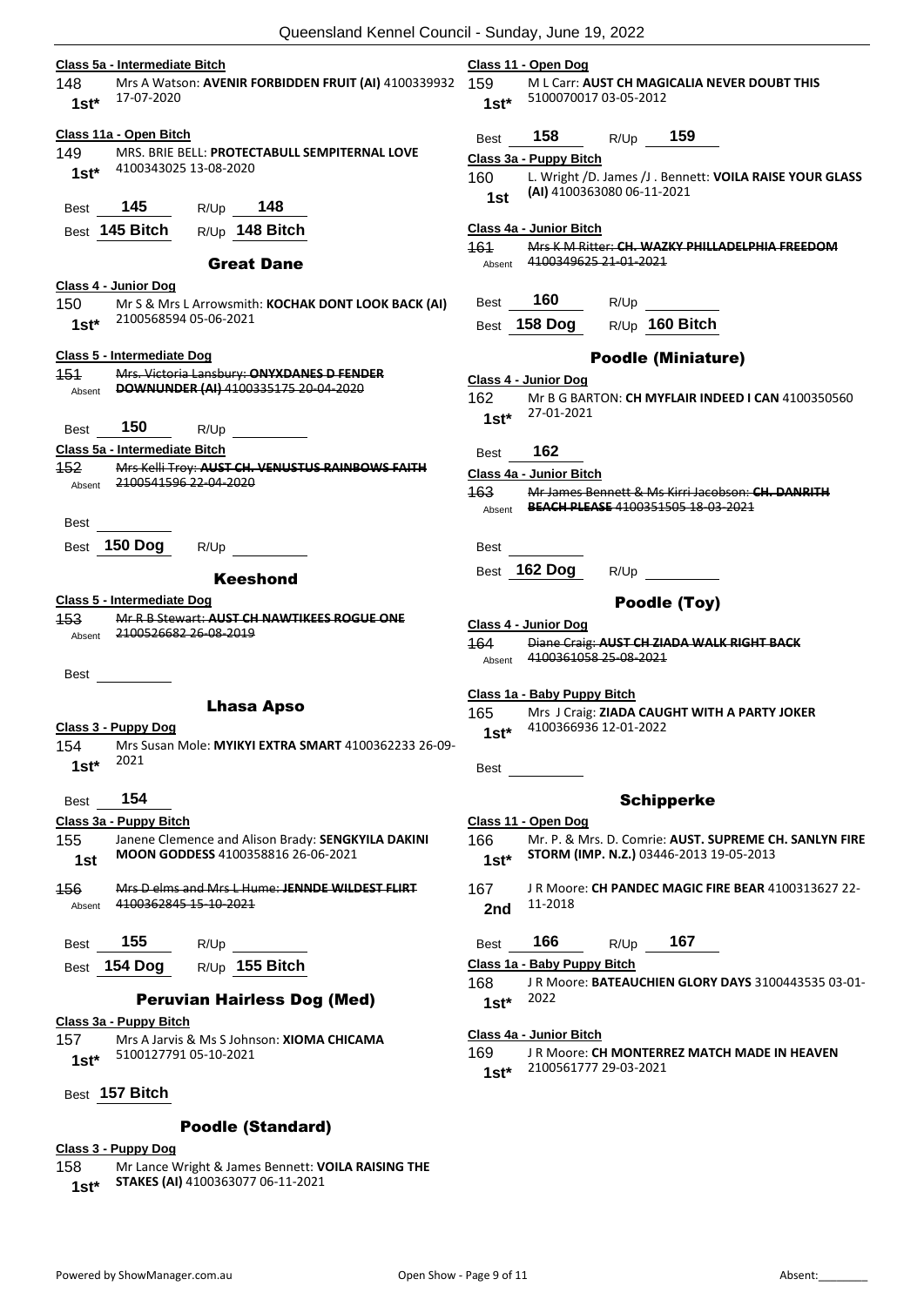**Class 5a - Intermediate Bitch**

148 Mrs A Watson: **AVENIR FORBIDDEN FRUIT (AI)** 4100339932 17-07-2020
1st*

**Class 11a - Open Bitch**

149 MRS. BRIE BELL: **PROTECTABULL SEMPITERNAL LOVE** 4100343025 13-08-2020
1st*

Best 145 R/Up 148

Best 145 Bitch R/Up 148 Bitch

## Great Dane

**Class 4 - Junior Dog**

150 Mr S & Mrs L Arrowsmith: **KOCHAK DONT LOOK BACK (AI)** 2100568594 05-06-2021
1st*

**Class 5 - Intermediate Dog**

~~151 Mrs. Victoria Lansbury: **ONYXDANES D FENDER DOWNUNDER (AI)** 4100335175 20-04-2020~~
Absent

Best 150 R/Up

**Class 5a - Intermediate Bitch**

~~152 Mrs Kelli Troy: **AUST CH. VENUSTUS RAINBOWS FAITH** 2100541596 22-04-2020~~
Absent

Best

Best 150 Dog R/Up

## Keeshond

**Class 5 - Intermediate Dog**

~~153 Mr R B Stewart: **AUST CH NAWTIKEES ROGUE ONE** 2100526682 26-08-2019~~
Absent

Best

## Lhasa Apso

**Class 3 - Puppy Dog**

154 Mrs Susan Mole: **MYIKYI EXTRA SMART** 4100362233 26-09-2021
1st*

Best 154

**Class 3a - Puppy Bitch**

155 Janene Clemence and Alison Brady: **SENGKYILA DAKINI MOON GODDESS** 4100358816 26-06-2021
1st

~~156 Mrs D elms and Mrs L Hume: **JENNDE WILDEST FLIRT** 4100362845 15-10-2021~~
Absent

Best 155 R/Up

Best 154 Dog R/Up 155 Bitch

## Peruvian Hairless Dog (Med)

**Class 3a - Puppy Bitch**

157 Mrs A Jarvis & Ms S Johnson: **XIOMA CHICAMA** 5100127791 05-10-2021
1st*

Best 157 Bitch

## Poodle (Standard)

**Class 3 - Puppy Dog**

158 Mr Lance Wright & James Bennett: **VOILA RAISING THE STAKES (AI)** 4100363077 06-11-2021
1st*

**Class 11 - Open Dog**

159 M L Carr: **AUST CH MAGICALIA NEVER DOUBT THIS** 5100070017 03-05-2012
1st*

Best 158 R/Up 159

**Class 3a - Puppy Bitch**

160 L. Wright /D. James /J . Bennett: **VOILA RAISE YOUR GLASS (AI)** 4100363080 06-11-2021
1st

**Class 4a - Junior Bitch**

~~161 Mrs K M Ritter: **CH. WAZKY PHILLADELPHIA FREEDOM** 4100349625 21-01-2021~~
Absent

Best 160 R/Up

Best 158 Dog R/Up 160 Bitch

## Poodle (Miniature)

**Class 4 - Junior Dog**

162 Mr B G BARTON: **CH MYFLAIR INDEED I CAN** 4100350560 27-01-2021
1st*

Best 162

**Class 4a - Junior Bitch**

~~163 Mr James Bennett & Ms Kirri Jacobson: **CH. DANRITH BEACH PLEASE** 4100351505 18-03-2021~~
Absent

Best

Best 162 Dog R/Up

## Poodle (Toy)

**Class 4 - Junior Dog**

~~164 Diane Craig: **AUST CH ZIADA WALK RIGHT BACK** 4100361058 25-08-2021~~
Absent

**Class 1a - Baby Puppy Bitch**

165 Mrs J Craig: **ZIADA CAUGHT WITH A PARTY JOKER** 4100366936 12-01-2022
1st*

Best

## Schipperke

**Class 11 - Open Dog**

166 Mr. P. & Mrs. D. Comrie: **AUST. SUPREME CH. SANLYN FIRE STORM (IMP. N.Z.)** 03446-2013 19-05-2013
1st*

167 J R Moore: **CH PANDEC MAGIC FIRE BEAR** 4100313627 22-11-2018
2nd

Best 166 R/Up 167

**Class 1a - Baby Puppy Bitch**

168 J R Moore: **BATEAUCHIEN GLORY DAYS** 3100443535 03-01-2022
1st*

**Class 4a - Junior Bitch**

169 J R Moore: **CH MONTERREZ MATCH MADE IN HEAVEN** 2100561777 29-03-2021
1st*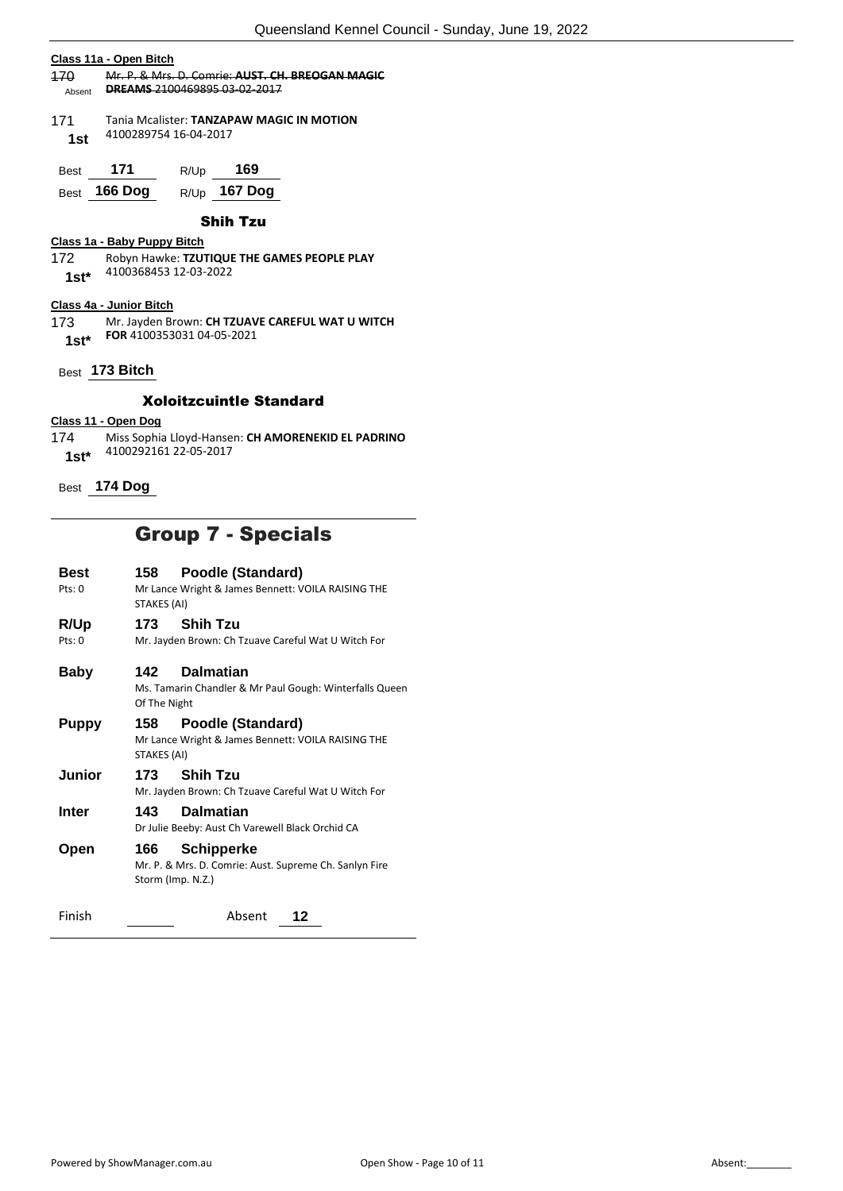**Class 11a - Open Bitch**

~~170~~ ~~Mr. P. & Mrs. D. Comrie: **AUST. CH. BREOGAN MAGIC DREAMS** 2100469895 03-02-2017~~
Absent

171 Tania Mcalister: **TANZAPAW MAGIC IN MOTION** 4100289754 16-04-2017
**1st**

| Best | 171 | R/Up | 169 |
|---|---|---|---|
| Best | 166 Dog | R/Up | 167 Dog |

### Shih Tzu

**Class 1a - Baby Puppy Bitch**

172 Robyn Hawke: **TZUTIQUE THE GAMES PEOPLE PLAY** 4100368453 12-03-2022
**1st***

**Class 4a - Junior Bitch**

173 Mr. Jayden Brown: **CH TZUAVE CAREFUL WAT U WITCH FOR** 4100353031 04-05-2021
**1st***

Best **173 Bitch**

### Xoloitzcuintle Standard

**Class 11 - Open Dog**

174 Miss Sophia Lloyd-Hansen: **CH AMORENEKID EL PADRINO** 4100292161 22-05-2017
**1st***

Best **174 Dog**

## Group 7 - Specials

**Best** (Pts: 0) — **158 Poodle (Standard)**
Mr Lance Wright & James Bennett: VOILA RAISING THE STAKES (AI)

**R/Up** (Pts: 0) — **173 Shih Tzu**
Mr. Jayden Brown: Ch Tzuave Careful Wat U Witch For

**Baby** — **142 Dalmatian**
Ms. Tamarin Chandler & Mr Paul Gough: Winterfalls Queen Of The Night

**Puppy** — **158 Poodle (Standard)**
Mr Lance Wright & James Bennett: VOILA RAISING THE STAKES (AI)

**Junior** — **173 Shih Tzu**
Mr. Jayden Brown: Ch Tzuave Careful Wat U Witch For

**Inter** — **143 Dalmatian**
Dr Julie Beeby: Aust Ch Varewell Black Orchid CA

**Open** — **166 Schipperke**
Mr. P. & Mrs. D. Comrie: Aust. Supreme Ch. Sanlyn Fire Storm (Imp. N.Z.)

Finish ______ Absent **12**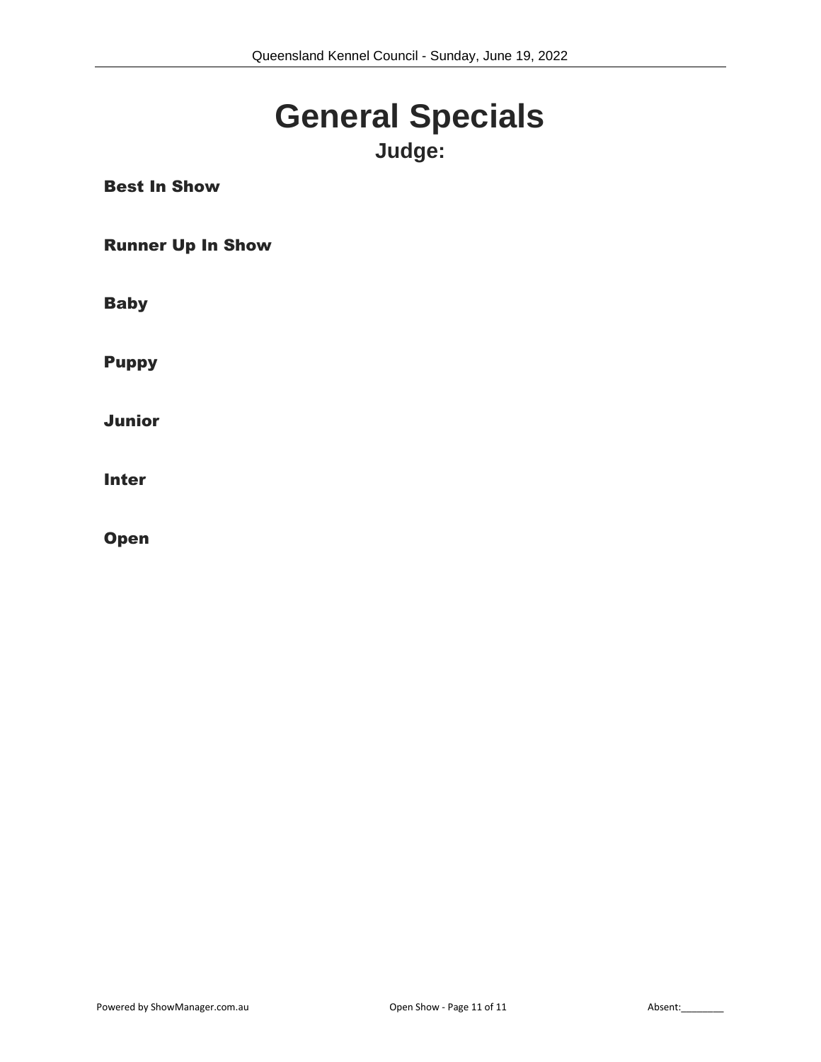# General Specials

## Judge:

**Best In Show**

**Runner Up In Show**

**Baby**

**Puppy**

**Junior**

**Inter**

**Open**